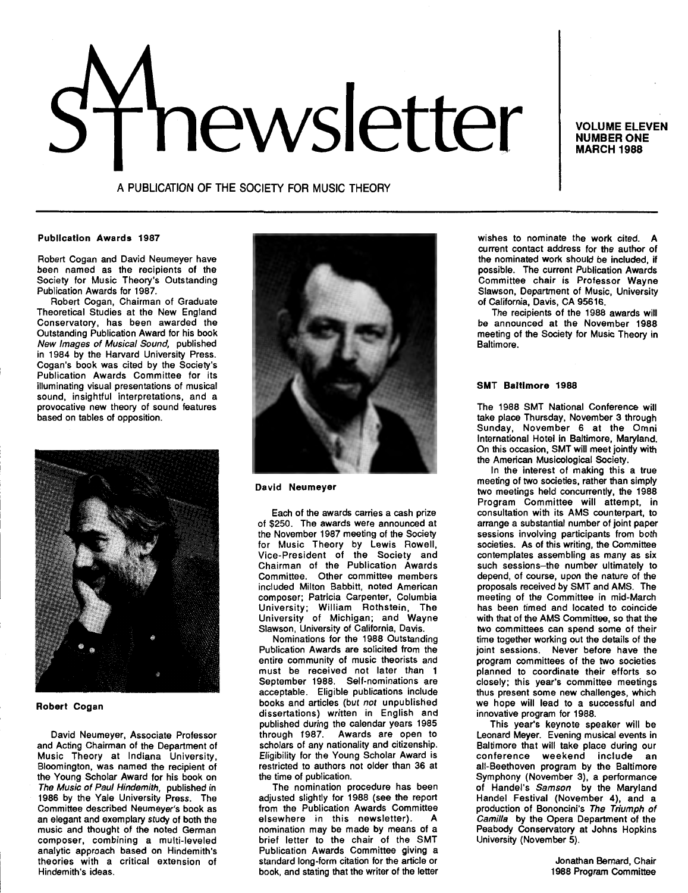# SMT newsletter

VOLUME ELEVEN
NUMBER ONE
MARCH 1988

A PUBLICATION OF THE SOCIETY FOR MUSIC THEORY

## Publication Awards 1987

Robert Cogan and David Neumeyer have been named as the recipients of the Society for Music Theory's Outstanding Publication Awards for 1987.

Robert Cogan, Chairman of Graduate Theoretical Studies at the New England Conservatory, has been awarded the Outstanding Publication Award for his book *New Images of Musical Sound,* published in 1984 by the Harvard University Press. Cogan's book was cited by the Society's Publication Awards Committee for its illuminating visual presentations of musical sound, insightful interpretations, and a provocative new theory of sound features based on tables of opposition.

**Robert Cogan**

David Neumeyer, Associate Professor and Acting Chairman of the Department of Music Theory at Indiana University, Bloomington, was named the recipient of the Young Scholar Award for his book on *The Music of Paul Hindemith,* published in 1986 by the Yale University Press. The Committee described Neumeyer's book as an elegant and exemplary study of both the music and thought of the noted German composer, combining a multi-leveled analytic approach based on Hindemith's theories with a critical extension of Hindemith's ideas.

**David Neumeyer**

Each of the awards carries a cash prize of $250. The awards were announced at the November 1987 meeting of the Society for Music Theory by Lewis Rowell, Vice-President of the Society and Chairman of the Publication Awards Committee. Other committee members included Milton Babbitt, noted American composer; Patricia Carpenter, Columbia University; William Rothstein, The University of Michigan; and Wayne Slawson, University of California, Davis.

Nominations for the 1988 Outstanding Publication Awards are solicited from the entire community of music theorists and must be received not later than 1 September 1988. Self-nominations are acceptable. Eligible publications include books and articles (but *not* unpublished dissertations) written in English and published during the calendar years 1985 through 1987. Awards are open to scholars of any nationality and citizenship. Eligibility for the Young Scholar Award is restricted to authors not older than 36 at the time of publication.

The nomination procedure has been adjusted slightly for 1988 (see the report from the Publication Awards Committee elsewhere in this newsletter). A nomination may be made by means of a brief letter to the chair of the SMT Publication Awards Committee giving a standard long-form citation for the article or book, and stating that the writer of the letter wishes to nominate the work cited. A current contact address for the author of the nominated work should be included, if possible. The current Publication Awards Committee chair is Professor Wayne Slawson, Department of Music, University of California, Davis, CA 95616.

The recipients of the 1988 awards will be announced at the November 1988 meeting of the Society for Music Theory in Baltimore.

## SMT Baltimore 1988

The 1988 SMT National Conference will take place Thursday, November 3 through Sunday, November 6 at the Omni International Hotel in Baltimore, Maryland. On this occasion, SMT will meet jointly with the American Musicological Society.

In the interest of making this a true meeting of two societies, rather than simply two meetings held concurrently, the 1988 Program Committee will attempt, in consultation with its AMS counterpart, to arrange a substantial number of joint paper sessions involving participants from both societies. As of this writing, the Committee contemplates assembling as many as six such sessions–the number ultimately to depend, of course, upon the nature of the proposals received by SMT and AMS. The meeting of the Committee in mid-March has been timed and located to coincide with that of the AMS Committee, so that the two committees can spend some of their time together working out the details of the joint sessions. Never before have the program committees of the two societies planned to coordinate their efforts so closely; this year's committee meetings thus present some new challenges, which we hope will lead to a successful and innovative program for 1988.

This year's keynote speaker will be Leonard Meyer. Evening musical events in Baltimore that will take place during our conference weekend include an all-Beethoven program by the Baltimore Symphony (November 3), a performance of Handel's *Samson* by the Maryland Handel Festival (November 4), and a production of Bononcini's *The Triumph of Camilla* by the Opera Department of the Peabody Conservatory at Johns Hopkins University (November 5).

Jonathan Bernard, Chair
1988 Program Committee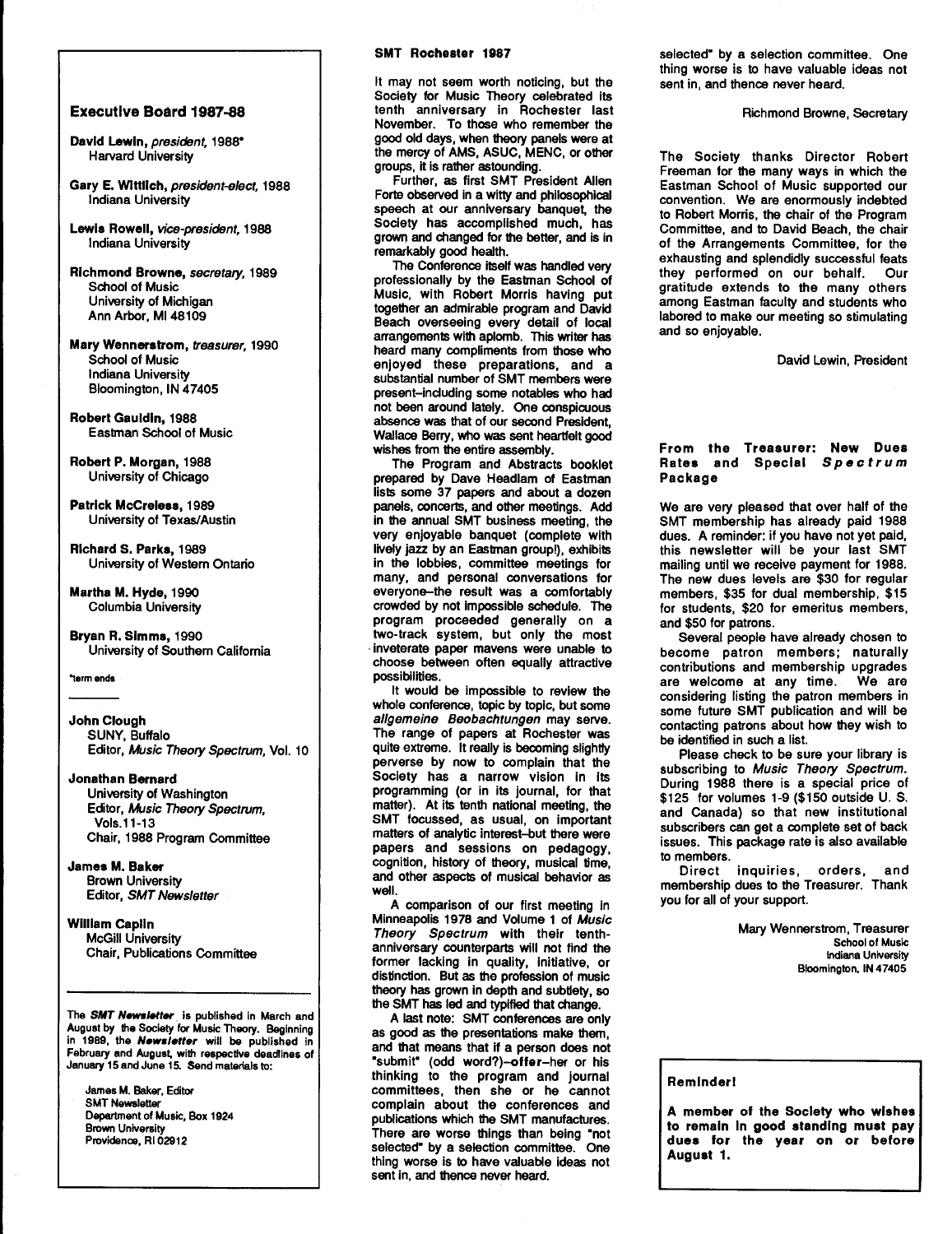## Executive Board 1987-88

**David Lewin**, *president*, 1988*
Harvard University

**Gary E. Wittlich**, *president-elect*, 1988
Indiana University

**Lewis Rowell**, *vice-president*, 1988
Indiana University

**Richmond Browne**, *secretary*, 1989
School of Music
University of Michigan
Ann Arbor, MI 48109

**Mary Wennerstrom**, *treasurer*, 1990
School of Music
Indiana University
Bloomington, IN 47405

**Robert Gauldin**, 1988
Eastman School of Music

**Robert P. Morgan**, 1988
University of Chicago

**Patrick McCreless**, 1989
University of Texas/Austin

**Richard S. Parks**, 1989
University of Western Ontario

**Martha M. Hyde**, 1990
Columbia University

**Bryan R. Simms**, 1990
University of Southern California

*term ends

---

**John Clough**
SUNY, Buffalo
Editor, *Music Theory Spectrum*, Vol. 10

**Jonathan Bernard**
University of Washington
Editor, *Music Theory Spectrum*, Vols.11-13
Chair, 1988 Program Committee

**James M. Baker**
Brown University
Editor, *SMT Newsletter*

**William Caplin**
McGill University
Chair, Publications Committee

---

The ***SMT Newsletter*** is published in March and August by the Society for Music Theory. Beginning in 1989, the ***Newsletter*** will be published in February and August, with respective deadlines of January 15 and June 15. Send materials to:

James M. Baker, Editor
SMT Newsletter
Department of Music, Box 1924
Brown University
Providence, RI 02912

### SMT Rochester 1987

It may not seem worth noticing, but the Society for Music Theory celebrated its tenth anniversary in Rochester last November. To those who remember the good old days, when theory panels were at the mercy of AMS, ASUC, MENC, or other groups, it is rather astounding.

Further, as first SMT President Allen Forte observed in a witty and philosophical speech at our anniversary banquet, the Society has accomplished much, has grown and changed for the better, and is in remarkably good health.

The Conference itself was handled very professionally by the Eastman School of Music, with Robert Morris having put together an admirable program and David Beach overseeing every detail of local arrangements with aplomb. This writer has heard many compliments from those who enjoyed these preparations, and a substantial number of SMT members were present–including some notables who had not been around lately. One conspicuous absence was that of our second President, Wallace Berry, who was sent heartfelt good wishes from the entire assembly.

The Program and Abstracts booklet prepared by Dave Headlam of Eastman lists some 37 papers and about a dozen panels, concerts, and other meetings. Add in the annual SMT business meeting, the very enjoyable banquet (complete with lively jazz by an Eastman group!), exhibits in the lobbies, committee meetings for many, and personal conversations for everyone–the result was a comfortably crowded by not impossible schedule. The program proceeded generally on a two-track system, but only the most inveterate paper mavens were unable to choose between often equally attractive possibilities.

It would be impossible to review the whole conference, topic by topic, but some *allgemeine Beobachtungen* may serve. The range of papers at Rochester was quite extreme. It really is becoming slightly perverse by now to complain that the Society has a narrow vision in its programming (or in its journal, for that matter). At its tenth national meeting, the SMT focussed, as usual, on important matters of analytic interest–but there were papers and sessions on pedagogy, cognition, history of theory, musical time, and other aspects of musical behavior as well.

A comparison of our first meeting in Minneapolis 1978 and Volume 1 of *Music Theory Spectrum* with their tenth-anniversary counterparts will not find the former lacking in quality, initiative, or distinction. But as the profession of music theory has grown in depth and subtlety, so the SMT has led and typified that change.

A last note: SMT conferences are only as good as the presentations make them, and that means that if a person does not "submit" (odd word?)–**offer**–her or his thinking to the program and journal committees, then she or he cannot complain about the conferences and publications which the SMT manufactures. There are worse things than being "not selected" by a selection committee. One thing worse is to have valuable ideas not sent in, and thence never heard.

Richmond Browne, Secretary

The Society thanks Director Robert Freeman for the many ways in which the Eastman School of Music supported our convention. We are enormously indebted to Robert Morris, the chair of the Program Committee, and to David Beach, the chair of the Arrangements Committee, for the exhausting and splendidly successful feats they performed on our behalf. Our gratitude extends to the many others among Eastman faculty and students who labored to make our meeting so stimulating and so enjoyable.

David Lewin, President

### From the Treasurer: New Dues Rates and Special *Spectrum* Package

We are very pleased that over half of the SMT membership has already paid 1988 dues. A reminder: if you have not yet paid, this newsletter will be your last SMT mailing until we receive payment for 1988. The new dues levels are $30 for regular members, $35 for dual membership, $15 for students, $20 for emeritus members, and $50 for patrons.

Several people have already chosen to become patron members; naturally contributions and membership upgrades are welcome at any time. We are considering listing the patron members in some future SMT publication and will be contacting patrons about how they wish to be identified in such a list.

Please check to be sure your library is subscribing to *Music Theory Spectrum*. During 1988 there is a special price of $125 for volumes 1-9 ($150 outside U. S. and Canada) so that new institutional subscribers can get a complete set of back issues. This package rate is also available to members.

Direct inquiries, orders, and membership dues to the Treasurer. Thank you for all of your support.

Mary Wennerstrom, Treasurer
School of Music
Indiana University
Bloomington, IN 47405

**Reminder!**

**A member of the Society who wishes to remain in good standing must pay dues for the year on or before August 1.**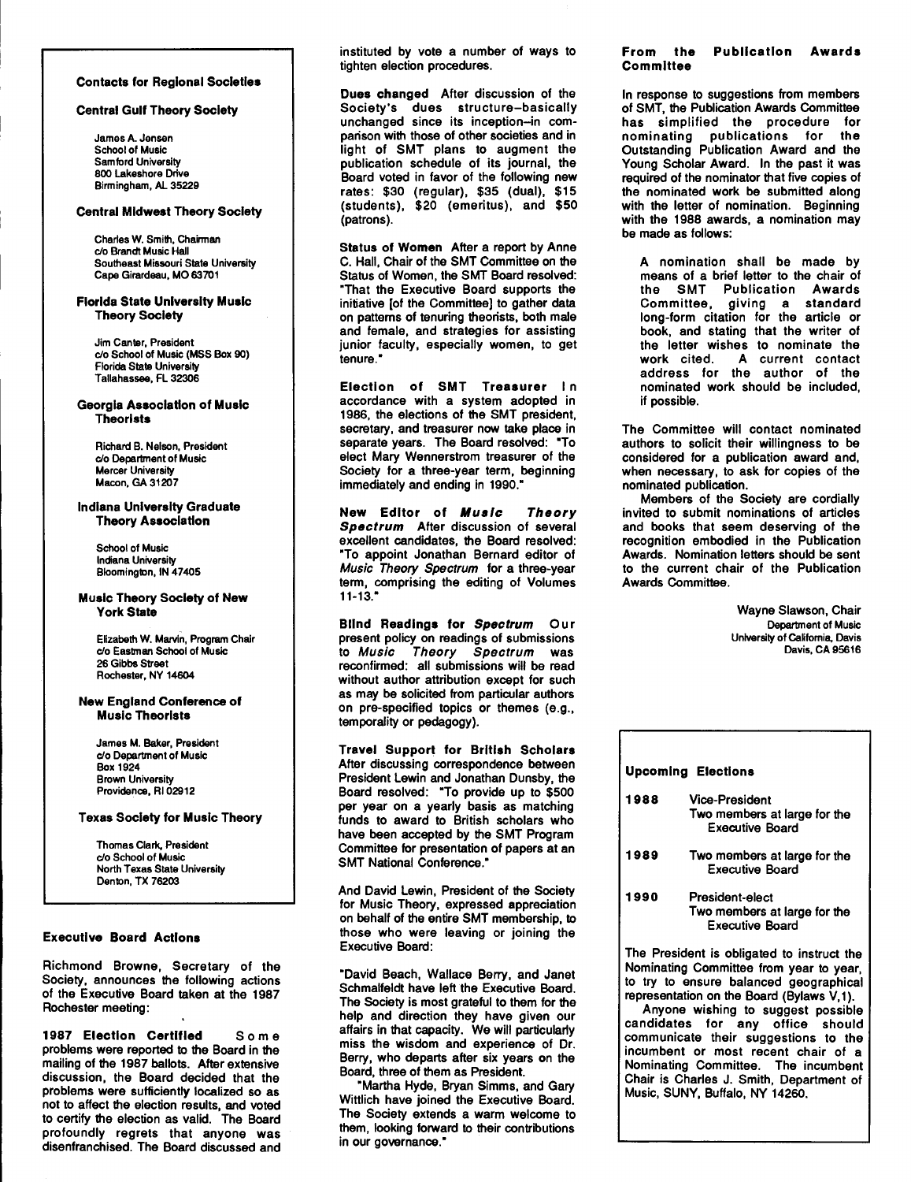## Contacts for Regional Societies

### Central Gulf Theory Society

James A. Jensen
School of Music
Samford University
800 Lakeshore Drive
Birmingham, AL 35229

### Central Midwest Theory Society

Charles W. Smith, Chairman
c/o Brandt Music Hall
Southeast Missouri State University
Cape Girardeau, MO 63701

### Florida State University Music Theory Society

Jim Canter, President
c/o School of Music (MSS Box 90)
Florida State University
Tallahassee, FL 32306

### Georgia Association of Music Theorists

Richard B. Nelson, President
c/o Department of Music
Mercer University
Macon, GA 31207

### Indiana University Graduate Theory Association

School of Music
Indiana University
Bloomington, IN 47405

### Music Theory Society of New York State

Elizabeth W. Marvin, Program Chair
c/o Eastman School of Music
26 Gibbs Street
Rochester, NY 14604

### New England Conference of Music Theorists

James M. Baker, President
c/o Department of Music
Box 1924
Brown University
Providence, RI 02912

### Texas Society for Music Theory

Thomas Clark, President
c/o School of Music
North Texas State University
Denton, TX 76203

## Executive Board Actions

Richmond Browne, Secretary of the Society, announces the following actions of the Executive Board taken at the 1987 Rochester meeting:

**1987 Election Certified** Some problems were reported to the Board in the mailing of the 1987 ballots. After extensive discussion, the Board decided that the problems were sufficiently localized so as not to affect the election results, and voted to certify the election as valid. The Board profoundly regrets that anyone was disenfranchised. The Board discussed and instituted by vote a number of ways to tighten election procedures.

**Dues changed** After discussion of the Society's dues structure–basically unchanged since its inception–in comparison with those of other societies and in light of SMT plans to augment the publication schedule of its journal, the Board voted in favor of the following new rates: $30 (regular), $35 (dual), $15 (students), $20 (emeritus), and $50 (patrons).

**Status of Women** After a report by Anne C. Hall, Chair of the SMT Committee on the Status of Women, the SMT Board resolved: "That the Executive Board supports the initiative [of the Committee] to gather data on patterns of tenuring theorists, both male and female, and strategies for assisting junior faculty, especially women, to get tenure."

**Election of SMT Treasurer** In accordance with a system adopted in 1986, the elections of the SMT president, secretary, and treasurer now take place in separate years. The Board resolved: "To elect Mary Wennerstrom treasurer of the Society for a three-year term, beginning immediately and ending in 1990."

**New Editor of *Music Theory Spectrum*** After discussion of several excellent candidates, the Board resolved: "To appoint Jonathan Bernard editor of *Music Theory Spectrum* for a three-year term, comprising the editing of Volumes 11-13."

**Blind Readings for *Spectrum*** Our present policy on readings of submissions to *Music Theory Spectrum* was reconfirmed: all submissions will be read without author attribution except for such as may be solicited from particular authors on pre-specified topics or themes (e.g., temporality or pedagogy).

**Travel Support for British Scholars** After discussing correspondence between President Lewin and Jonathan Dunsby, the Board resolved: "To provide up to $500 per year on a yearly basis as matching funds to award to British scholars who have been accepted by the SMT Program Committee for presentation of papers at an SMT National Conference."

And David Lewin, President of the Society for Music Theory, expressed appreciation on behalf of the entire SMT membership, to those who were leaving or joining the Executive Board:

"David Beach, Wallace Berry, and Janet Schmalfeldt have left the Executive Board. The Society is most grateful to them for the help and direction they have given our affairs in that capacity. We will particularly miss the wisdom and experience of Dr. Berry, who departs after six years on the Board, three of them as President.

"Martha Hyde, Bryan Simms, and Gary Wittlich have joined the Executive Board. The Society extends a warm welcome to them, looking forward to their contributions in our governance."

## From the Publication Awards Committee

In response to suggestions from members of SMT, the Publication Awards Committee has simplified the procedure for nominating publications for the Outstanding Publication Award and the Young Scholar Award. In the past it was required of the nominator that five copies of the nominated work be submitted along with the letter of nomination. Beginning with the 1988 awards, a nomination may be made as follows:

> A nomination shall be made by means of a brief letter to the chair of the SMT Publication Awards Committee, giving a standard long-form citation for the article or book, and stating that the writer of the letter wishes to nominate the work cited. A current contact address for the author of the nominated work should be included, if possible.

The Committee will contact nominated authors to solicit their willingness to be considered for a publication award and, when necessary, to ask for copies of the nominated publication.

Members of the Society are cordially invited to submit nominations of articles and books that seem deserving of the recognition embodied in the Publication Awards. Nomination letters should be sent to the current chair of the Publication Awards Committee.

Wayne Slawson, Chair
Department of Music
University of California, Davis
Davis, CA 95616

## Upcoming Elections

| | |
|---|---|
| 1988 | Vice-President<br>Two members at large for the Executive Board |
| 1989 | Two members at large for the Executive Board |
| 1990 | President-elect<br>Two members at large for the Executive Board |

The President is obligated to instruct the Nominating Committee from year to year, to try to ensure balanced geographical representation on the Board (Bylaws V,1).

Anyone wishing to suggest possible candidates for any office should communicate their suggestions to the incumbent or most recent chair of a Nominating Committee. The incumbent Chair is Charles J. Smith, Department of Music, SUNY, Buffalo, NY 14260.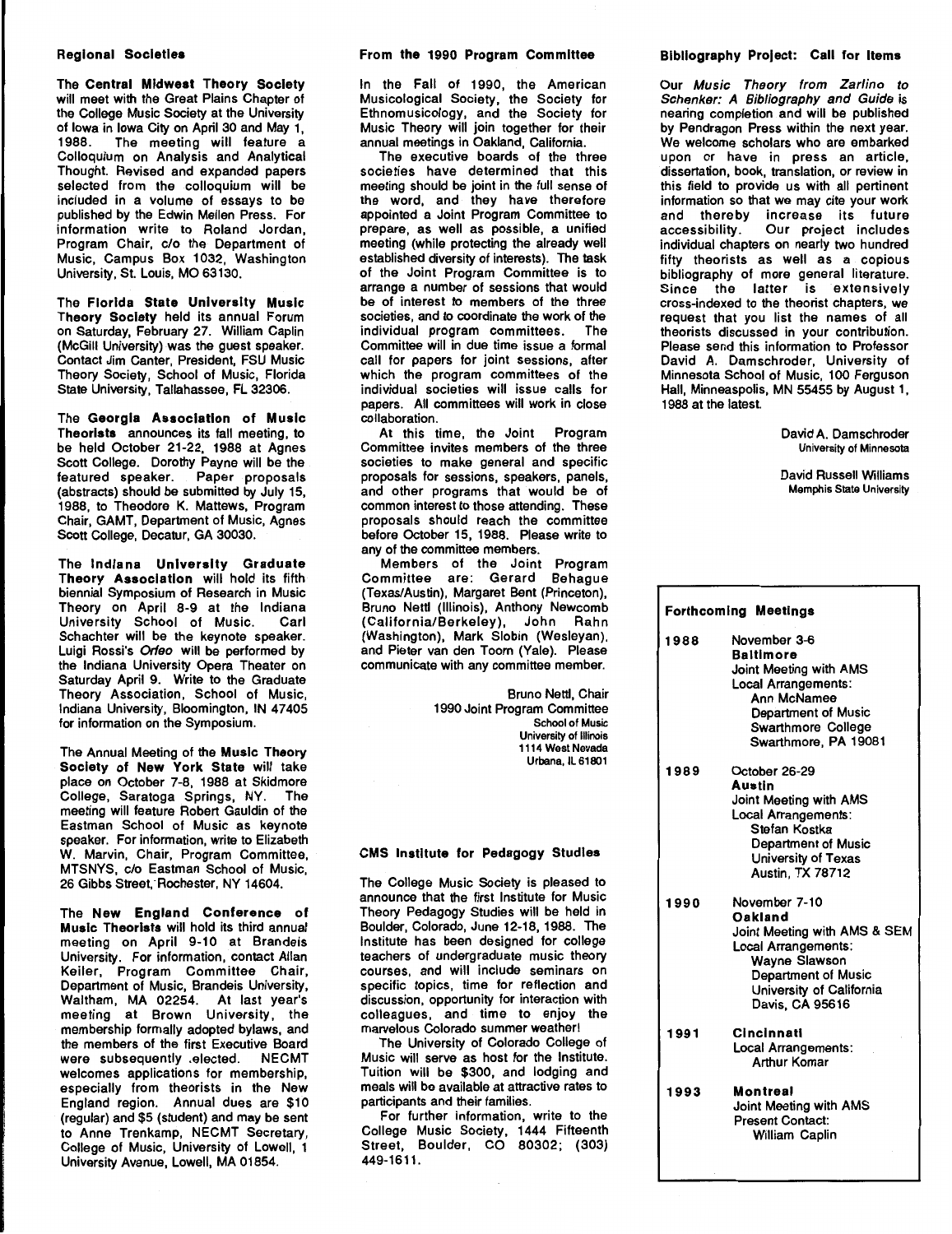## Regional Societies

The **Central Midwest Theory Society** will meet with the Great Plains Chapter of the College Music Society at the University of Iowa in Iowa City on April 30 and May 1, 1988. The meeting will feature a Colloquium on Analysis and Analytical Thought. Revised and expanded papers selected from the colloquium will be included in a volume of essays to be published by the Edwin Mellen Press. For information write to Roland Jordan, Program Chair, c/o the Department of Music, Campus Box 1032, Washington University, St. Louis, MO 63130.

The **Florida State University Music Theory Society** held its annual Forum on Saturday, February 27. William Caplin (McGill University) was the guest speaker. Contact Jim Canter, President, FSU Music Theory Society, School of Music, Florida State University, Tallahassee, FL 32306.

The **Georgia Association of Music Theorists** announces its fall meeting, to be held October 21-22, 1988 at Agnes Scott College. Dorothy Payne will be the featured speaker. Paper proposals (abstracts) should be submitted by July 15, 1988, to Theodore K. Mattews, Program Chair, GAMT, Department of Music, Agnes Scott College, Decatur, GA 30030.

The **Indiana University Graduate Theory Association** will hold its fifth biennial Symposium of Research in Music Theory on April 8-9 at the Indiana University School of Music. Carl Schachter will be the keynote speaker. Luigi Rossi's *Orfeo* will be performed by the Indiana University Opera Theater on Saturday April 9. Write to the Graduate Theory Association, School of Music, Indiana University, Bloomington, IN 47405 for information on the Symposium.

The Annual Meeting of the **Music Theory Society of New York State** will take place on October 7-8, 1988 at Skidmore College, Saratoga Springs, NY. The meeting will feature Robert Gauldin of the Eastman School of Music as keynote speaker. For information, write to Elizabeth W. Marvin, Chair, Program Committee, MTSNYS, c/o Eastman School of Music, 26 Gibbs Street, Rochester, NY 14604.

The **New England Conference of Music Theorists** will hold its third annual meeting on April 9-10 at Brandeis University. For information, contact Allan Keiler, Program Committee Chair, Department of Music, Brandeis University, Waltham, MA 02254. At last year's meeting at Brown University, the membership formally adopted bylaws, and the members of the first Executive Board were subsequently elected. NECMT welcomes applications for membership, especially from theorists in the New England region. Annual dues are $10 (regular) and $5 (student) and may be sent to Anne Trenkamp, NECMT Secretary, College of Music, University of Lowell, 1 University Avenue, Lowell, MA 01854.

## From the 1990 Program Committee

In the Fall of 1990, the American Musicological Society, the Society for Ethnomusicology, and the Society for Music Theory will join together for their annual meetings in Oakland, California.

The executive boards of the three societies have determined that this meeting should be joint in the full sense of the word, and they have therefore appointed a Joint Program Committee to prepare, as well as possible, a unified meeting (while protecting the already well established diversity of interests). The task of the Joint Program Committee is to arrange a number of sessions that would be of interest to members of the three societies, and to coordinate the work of the individual program committees. The Committee will in due time issue a formal call for papers for joint sessions, after which the program committees of the individual societies will issue calls for papers. All committees will work in close collaboration.

At this time, the Joint Program Committee invites members of the three societies to make general and specific proposals for sessions, speakers, panels, and other programs that would be of common interest to those attending. These proposals should reach the committee before October 15, 1988. Please write to any of the committee members.

Members of the Joint Program Committee are: Gerard Behague (Texas/Austin), Margaret Bent (Princeton), Bruno Nettl (Illinois), Anthony Newcomb (California/Berkeley), John Rahn (Washington), Mark Slobin (Wesleyan), and Pieter van den Toorn (Yale). Please communicate with any committee member.

Bruno Nettl, Chair
1990 Joint Program Committee
School of Music
University of Illinois
1114 West Nevada
Urbana, IL 61801

## CMS Institute for Pedagogy Studies

The College Music Society is pleased to announce that the first Institute for Music Theory Pedagogy Studies will be held in Boulder, Colorado, June 12-18, 1988. The Institute has been designed for college teachers of undergraduate music theory courses, and will include seminars on specific topics, time for reflection and discussion, opportunity for interaction with colleagues, and time to enjoy the marvelous Colorado summer weather!

The University of Colorado College of Music will serve as host for the Institute. Tuition will be $300, and lodging and meals will be available at attractive rates to participants and their families.

For further information, write to the College Music Society, 1444 Fifteenth Street, Boulder, CO 80302; (303) 449-1611.

## Bibliography Project: Call for Items

Our *Music Theory from Zarlino to Schenker: A Bibliography and Guide* is nearing completion and will be published by Pendragon Press within the next year. We welcome scholars who are embarked upon or have in press an article, dissertation, book, translation, or review in this field to provide us with all pertinent information so that we may cite your work and thereby increase its future accessibility. Our project includes individual chapters on nearly two hundred fifty theorists as well as a copious bibliography of more general literature. Since the latter is extensively cross-indexed to the theorist chapters, we request that you list the names of all theorists discussed in your contribution. Please send this information to Professor David A. Damschroder, University of Minnesota School of Music, 100 Ferguson Hall, Minneapolis, MN 55455 by August 1, 1988 at the latest.

David A. Damschroder
University of Minnesota

David Russell Williams
Memphis State University

## Forthcoming Meetings

| Year | Meeting |
|---|---|
| 1988 | November 3-6<br>**Baltimore**<br>Joint Meeting with AMS<br>Local Arrangements:<br>Ann McNamee<br>Department of Music<br>Swarthmore College<br>Swarthmore, PA 19081 |
| 1989 | October 26-29<br>**Austin**<br>Joint Meeting with AMS<br>Local Arrangements:<br>Stefan Kostka<br>Department of Music<br>University of Texas<br>Austin, TX 78712 |
| 1990 | November 7-10<br>**Oakland**<br>Joint Meeting with AMS & SEM<br>Local Arrangements:<br>Wayne Slawson<br>Department of Music<br>University of California<br>Davis, CA 95616 |
| 1991 | **Cincinnati**<br>Local Arrangements:<br>Arthur Komar |
| 1993 | **Montreal**<br>Joint Meeting with AMS<br>Present Contact:<br>William Caplin |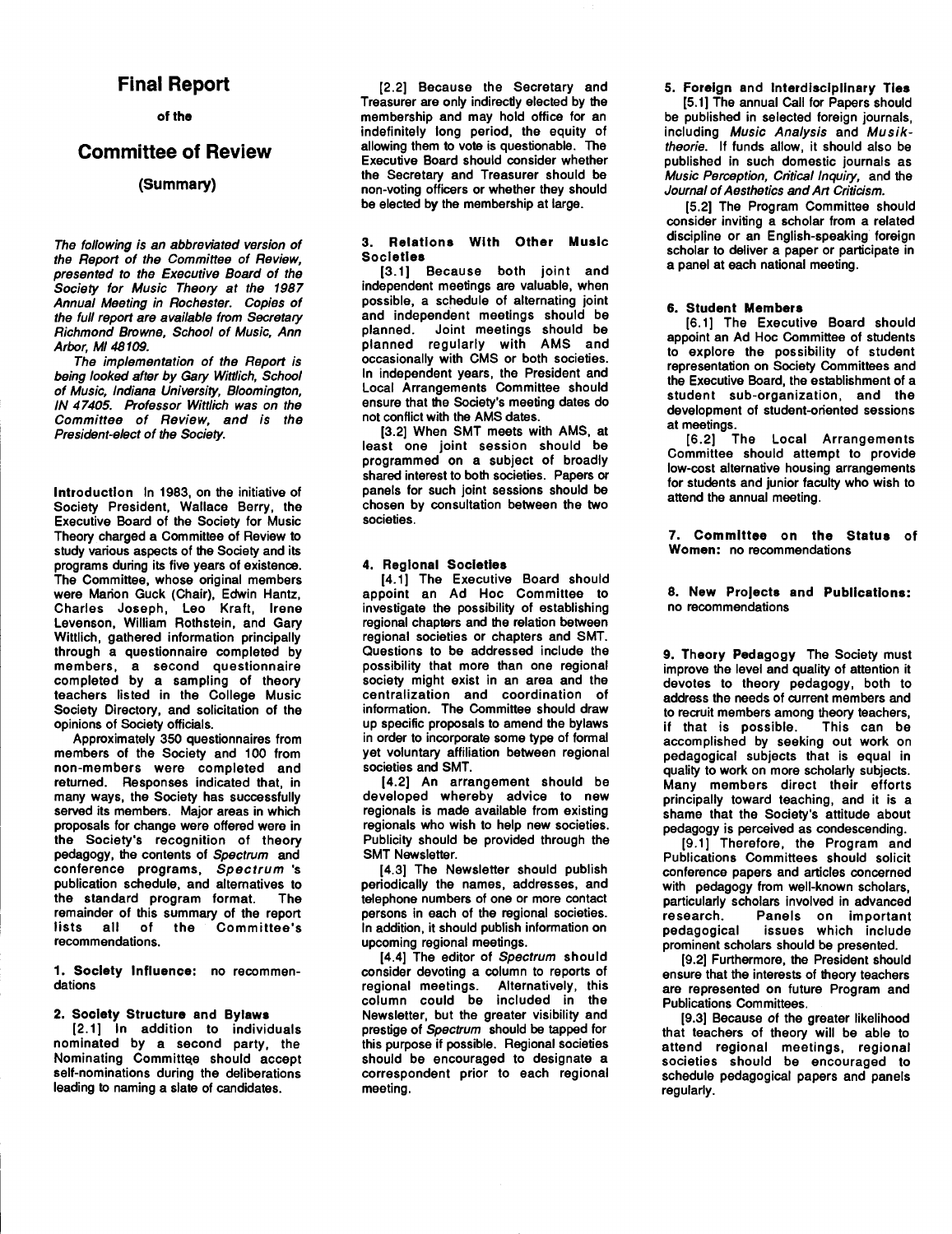# Final Report

### of the

# Committee of Review

### (Summary)

*The following is an abbreviated version of the Report of the Committee of Review, presented to the Executive Board of the Society for Music Theory at the 1987 Annual Meeting in Rochester. Copies of the full report are available from Secretary Richmond Browne, School of Music, Ann Arbor, MI 48109.*

*The implementation of the Report is being looked after by Gary Wittlich, School of Music, Indiana University, Bloomington, IN 47405. Professor Wittlich was on the Committee of Review, and is the President-elect of the Society.*

**Introduction** In 1983, on the initiative of Society President, Wallace Berry, the Executive Board of the Society for Music Theory charged a Committee of Review to study various aspects of the Society and its programs during its five years of existence. The Committee, whose original members were Marion Guck (Chair), Edwin Hantz, Charles Joseph, Leo Kraft, Irene Levenson, William Rothstein, and Gary Wittlich, gathered information principally through a questionnaire completed by members, a second questionnaire completed by a sampling of theory teachers listed in the College Music Society Directory, and solicitation of the opinions of Society officials.

Approximately 350 questionnaires from members of the Society and 100 from non-members were completed and returned. Responses indicated that, in many ways, the Society has successfully served its members. Major areas in which proposals for change were offered were in the Society's recognition of theory pedagogy, the contents of *Spectrum* and conference programs, *Spectrum* 's publication schedule, and alternatives to the standard program format. The remainder of this summary of the report lists all of the Committee's recommendations.

**1. Society Influence:** no recommendations

**2. Society Structure and Bylaws**

[2.1] In addition to individuals nominated by a second party, the Nominating Committee should accept self-nominations during the deliberations leading to naming a slate of candidates.

[2.2] Because the Secretary and Treasurer are only indirectly elected by the membership and may hold office for an indefinitely long period, the equity of allowing them to vote is questionable. The Executive Board should consider whether the Secretary and Treasurer should be non-voting officers or whether they should be elected by the membership at large.

**3. Relations With Other Music Societies**

[3.1] Because both joint and independent meetings are valuable, when possible, a schedule of alternating joint and independent meetings should be planned. Joint meetings should be planned regularly with AMS and occasionally with CMS or both societies. In independent years, the President and Local Arrangements Committee should ensure that the Society's meeting dates do not conflict with the AMS dates.

[3.2] When SMT meets with AMS, at least one joint session should be programmed on a subject of broadly shared interest to both societies. Papers or panels for such joint sessions should be chosen by consultation between the two societies.

**4. Regional Societies**

[4.1] The Executive Board should appoint an Ad Hoc Committee to investigate the possibility of establishing regional chapters and the relation between regional societies or chapters and SMT. Questions to be addressed include the possibility that more than one regional society might exist in an area and the centralization and coordination of information. The Committee should draw up specific proposals to amend the bylaws in order to incorporate some type of formal yet voluntary affiliation between regional societies and SMT.

[4.2] An arrangement should be developed whereby advice to new regionals is made available from existing regionals who wish to help new societies. Publicity should be provided through the SMT Newsletter.

[4.3] The Newsletter should publish periodically the names, addresses, and telephone numbers of one or more contact persons in each of the regional societies. In addition, it should publish information on upcoming regional meetings.

[4.4] The editor of *Spectrum* should consider devoting a column to reports of regional meetings. Alternatively, this column could be included in the Newsletter, but the greater visibility and prestige of *Spectrum* should be tapped for this purpose if possible. Regional societies should be encouraged to designate a correspondent prior to each regional meeting.

**5. Foreign and Interdisciplinary Ties**

[5.1] The annual Call for Papers should be published in selected foreign journals, including *Music Analysis* and *Musiktheorie*. If funds allow, it should also be published in such domestic journals as *Music Perception, Critical Inquiry*, and the *Journal of Aesthetics and Art Criticism*.

[5.2] The Program Committee should consider inviting a scholar from a related discipline or an English-speaking foreign scholar to deliver a paper or participate in a panel at each national meeting.

**6. Student Members**

[6.1] The Executive Board should appoint an Ad Hoc Committee of students to explore the possibility of student representation on Society Committees and the Executive Board, the establishment of a student sub-organization, and the development of student-oriented sessions at meetings.

[6.2] The Local Arrangements Committee should attempt to provide low-cost alternative housing arrangements for students and junior faculty who wish to attend the annual meeting.

**7. Committee on the Status of Women:** no recommendations

**8. New Projects and Publications:** no recommendations

**9. Theory Pedagogy** The Society must improve the level and quality of attention it devotes to theory pedagogy, both to address the needs of current members and to recruit members among theory teachers, if that is possible. This can be accomplished by seeking out work on pedagogical subjects that is equal in quality to work on more scholarly subjects. Many members direct their efforts principally toward teaching, and it is a shame that the Society's attitude about pedagogy is perceived as condescending.

[9.1] Therefore, the Program and Publications Committees should solicit conference papers and articles concerned with pedagogy from well-known scholars, particularly scholars involved in advanced research. Panels on important pedagogical issues which include prominent scholars should be presented.

[9.2] Furthermore, the President should ensure that the interests of theory teachers are represented on future Program and Publications Committees.

[9.3] Because of the greater likelihood that teachers of theory will be able to attend regional meetings, regional societies should be encouraged to schedule pedagogical papers and panels regularly.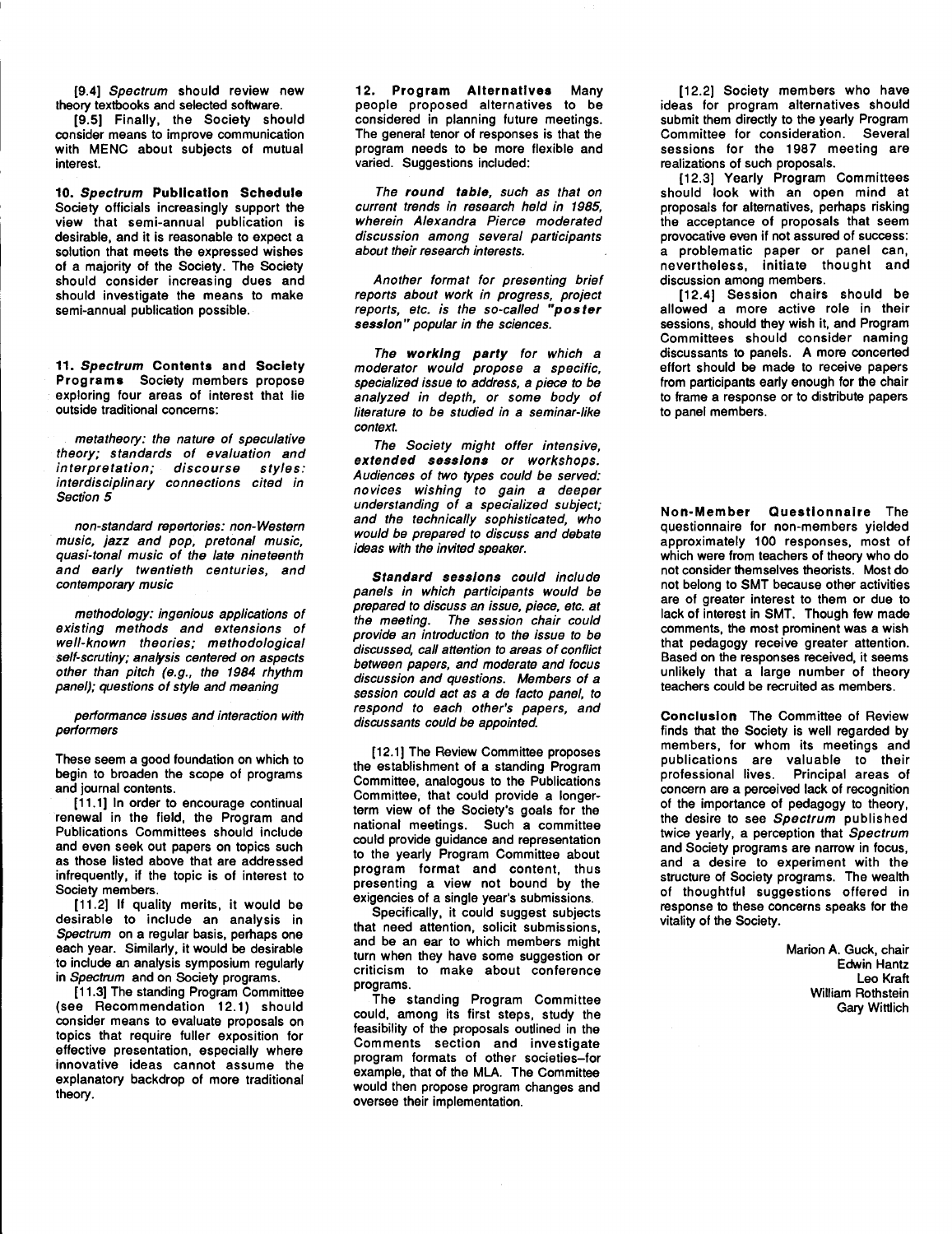[9.4] *Spectrum* should review new theory textbooks and selected software.

[9.5] Finally, the Society should consider means to improve communication with MENC about subjects of mutual interest.

**10. *Spectrum* Publication Schedule** Society officials increasingly support the view that semi-annual publication is desirable, and it is reasonable to expect a solution that meets the expressed wishes of a majority of the Society. The Society should consider increasing dues and should investigate the means to make semi-annual publication possible.

**11. *Spectrum* Contents and Society Programs** Society members propose exploring four areas of interest that lie outside traditional concerns:

*metatheory: the nature of speculative theory; standards of evaluation and interpretation; discourse styles: interdisciplinary connections cited in Section 5*

*non-standard repertories: non-Western music, jazz and pop, pretonal music, quasi-tonal music of the late nineteenth and early twentieth centuries, and contemporary music*

*methodology: ingenious applications of existing methods and extensions of well-known theories; methodological self-scrutiny; analysis centered on aspects other than pitch (e.g., the 1984 rhythm panel); questions of style and meaning*

*performance issues and interaction with performers*

These seem a good foundation on which to begin to broaden the scope of programs and journal contents.

[11.1] In order to encourage continual renewal in the field, the Program and Publications Committees should include and even seek out papers on topics such as those listed above that are addressed infrequently, if the topic is of interest to Society members.

[11.2] If quality merits, it would be desirable to include an analysis in *Spectrum* on a regular basis, perhaps one each year. Similarly, it would be desirable to include an analysis symposium regularly in *Spectrum* and on Society programs.

[11.3] The standing Program Committee (see Recommendation 12.1) should consider means to evaluate proposals on topics that require fuller exposition for effective presentation, especially where innovative ideas cannot assume the explanatory backdrop of more traditional theory.

**12. Program Alternatives** Many people proposed alternatives to be considered in planning future meetings. The general tenor of responses is that the program needs to be more flexible and varied. Suggestions included:

*The **round table**, such as that on current trends in research held in 1985, wherein Alexandra Pierce moderated discussion among several participants about their research interests.*

*Another format for presenting brief reports about work in progress, project reports, etc. is the so-called "**poster session**" popular in the sciences.*

*The **working party** for which a moderator would propose a specific, specialized issue to address, a piece to be analyzed in depth, or some body of literature to be studied in a seminar-like context.*

*The Society might offer intensive, **extended sessions** or workshops. Audiences of two types could be served: novices wishing to gain a deeper understanding of a specialized subject; and the technically sophisticated, who would be prepared to discuss and debate ideas with the invited speaker.*

***Standard sessions** could include panels in which participants would be prepared to discuss an issue, piece, etc. at the meeting. The session chair could provide an introduction to the issue to be discussed, call attention to areas of conflict between papers, and moderate and focus discussion and questions. Members of a session could act as a de facto panel, to respond to each other's papers, and discussants could be appointed.*

[12.1] The Review Committee proposes the establishment of a standing Program Committee, analogous to the Publications Committee, that could provide a longer-term view of the Society's goals for the national meetings. Such a committee could provide guidance and representation to the yearly Program Committee about program format and content, thus presenting a view not bound by the exigencies of a single year's submissions.

Specifically, it could suggest subjects that need attention, solicit submissions, and be an ear to which members might turn when they have some suggestion or criticism to make about conference programs.

The standing Program Committee could, among its first steps, study the feasibility of the proposals outlined in the Comments section and investigate program formats of other societies–for example, that of the MLA. The Committee would then propose program changes and oversee their implementation.

[12.2] Society members who have ideas for program alternatives should submit them directly to the yearly Program Committee for consideration. Several sessions for the 1987 meeting are realizations of such proposals.

[12.3] Yearly Program Committees should look with an open mind at proposals for alternatives, perhaps risking the acceptance of proposals that seem provocative even if not assured of success: a problematic paper or panel can, nevertheless, initiate thought and discussion among members.

[12.4] Session chairs should be allowed a more active role in their sessions, should they wish it, and Program Committees should consider naming discussants to panels. A more concerted effort should be made to receive papers from participants early enough for the chair to frame a response or to distribute papers to panel members.

**Non-Member Questionnaire** The questionnaire for non-members yielded approximately 100 responses, most of which were from teachers of theory who do not consider themselves theorists. Most do not belong to SMT because other activities are of greater interest to them or due to lack of interest in SMT. Though few made comments, the most prominent was a wish that pedagogy receive greater attention. Based on the responses received, it seems unlikely that a large number of theory teachers could be recruited as members.

**Conclusion** The Committee of Review finds that the Society is well regarded by members, for whom its meetings and publications are valuable to their professional lives. Principal areas of concern are a perceived lack of recognition of the importance of pedagogy to theory, the desire to see *Spectrum* published twice yearly, a perception that *Spectrum* and Society programs are narrow in focus, and a desire to experiment with the structure of Society programs. The wealth of thoughtful suggestions offered in response to these concerns speaks for the vitality of the Society.

Marion A. Guck, chair
Edwin Hantz
Leo Kraft
William Rothstein
Gary Wittlich